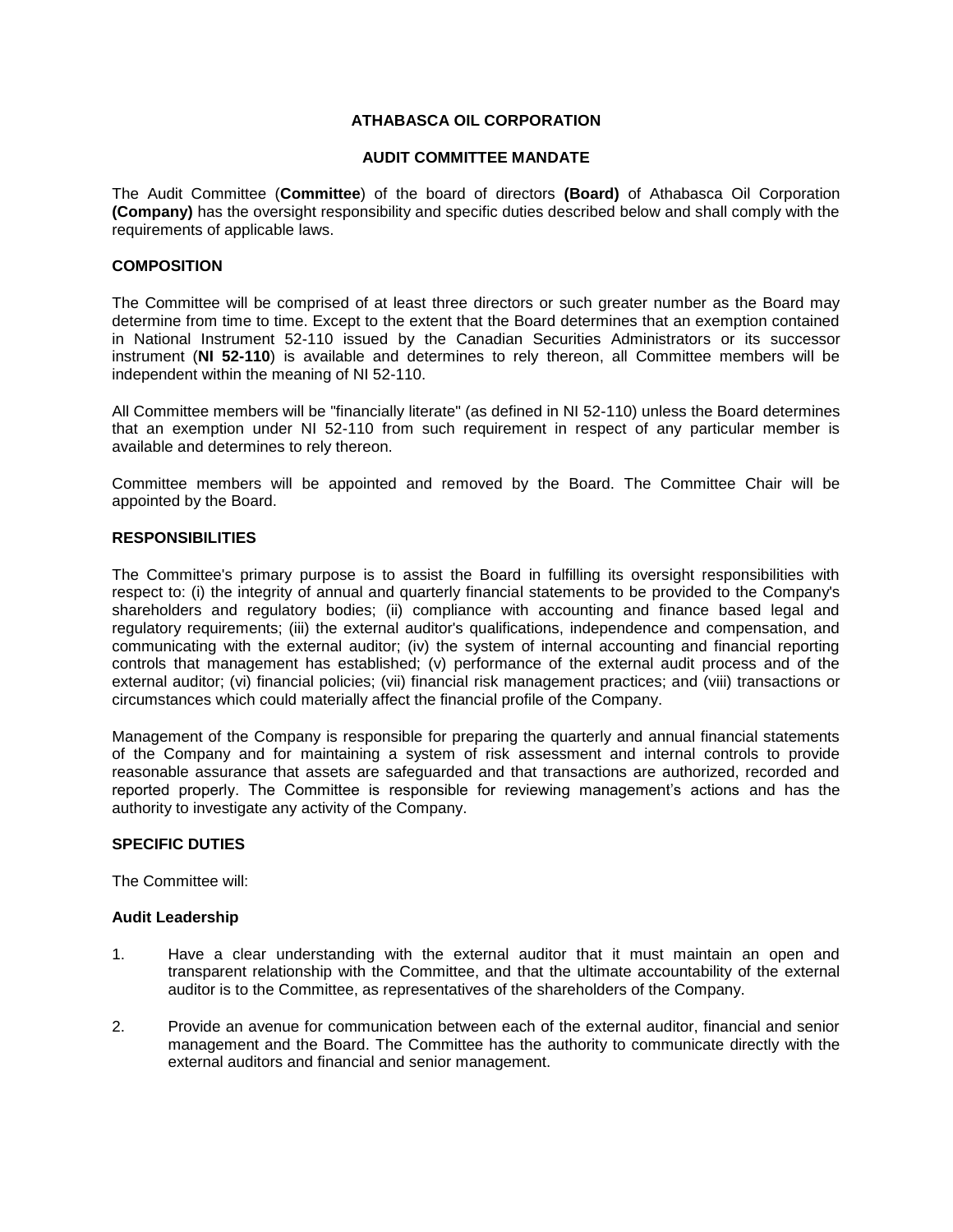# ATHABASCA OIL CORPORATION

## AUDIT COMMITTEE MANDATE

The Audit Committee (**Committee**) of the board of directors **(Board)** of Athabasca Oil Corporation **(Company)** has the oversight responsibility and specific duties described below and shall comply with the requirements of applicable laws.

### COMPOSITION

The Committee will be comprised of at least three directors or such greater number as the Board may determine from time to time. Except to the extent that the Board determines that an exemption contained in National Instrument 52-110 issued by the Canadian Securities Administrators or its successor instrument (**NI 52-110**) is available and determines to rely thereon, all Committee members will be independent within the meaning of NI 52-110.

All Committee members will be "financially literate" (as defined in NI 52-110) unless the Board determines that an exemption under NI 52-110 from such requirement in respect of any particular member is available and determines to rely thereon.

Committee members will be appointed and removed by the Board. The Committee Chair will be appointed by the Board.

### RESPONSIBILITIES

The Committee's primary purpose is to assist the Board in fulfilling its oversight responsibilities with respect to: (i) the integrity of annual and quarterly financial statements to be provided to the Company's shareholders and regulatory bodies; (ii) compliance with accounting and finance based legal and regulatory requirements; (iii) the external auditor's qualifications, independence and compensation, and communicating with the external auditor; (iv) the system of internal accounting and financial reporting controls that management has established; (v) performance of the external audit process and of the external auditor; (vi) financial policies; (vii) financial risk management practices; and (viii) transactions or circumstances which could materially affect the financial profile of the Company.

Management of the Company is responsible for preparing the quarterly and annual financial statements of the Company and for maintaining a system of risk assessment and internal controls to provide reasonable assurance that assets are safeguarded and that transactions are authorized, recorded and reported properly. The Committee is responsible for reviewing management's actions and has the authority to investigate any activity of the Company.

### SPECIFIC DUTIES

The Committee will:

#### Audit Leadership

1. Have a clear understanding with the external auditor that it must maintain an open and transparent relationship with the Committee, and that the ultimate accountability of the external auditor is to the Committee, as representatives of the shareholders of the Company.

2. Provide an avenue for communication between each of the external auditor, financial and senior management and the Board. The Committee has the authority to communicate directly with the external auditors and financial and senior management.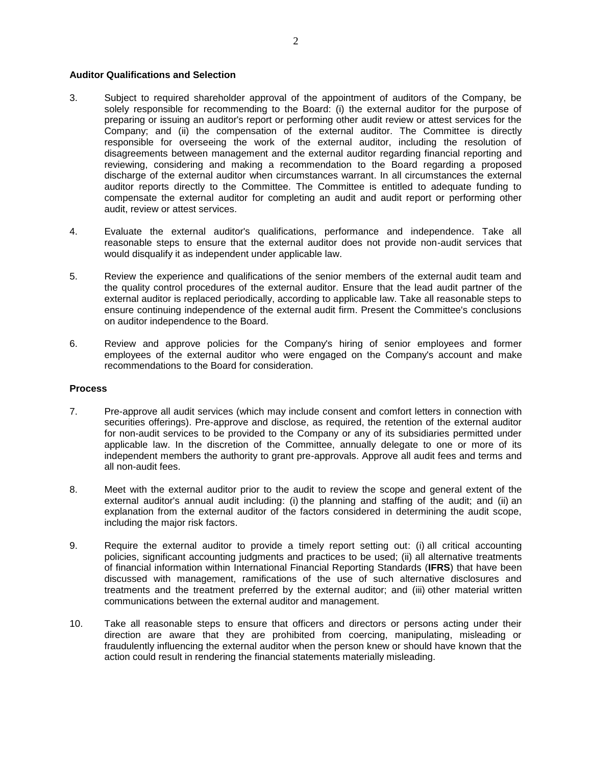**Auditor Qualifications and Selection**

3. Subject to required shareholder approval of the appointment of auditors of the Company, be solely responsible for recommending to the Board: (i) the external auditor for the purpose of preparing or issuing an auditor's report or performing other audit review or attest services for the Company; and (ii) the compensation of the external auditor. The Committee is directly responsible for overseeing the work of the external auditor, including the resolution of disagreements between management and the external auditor regarding financial reporting and reviewing, considering and making a recommendation to the Board regarding a proposed discharge of the external auditor when circumstances warrant. In all circumstances the external auditor reports directly to the Committee. The Committee is entitled to adequate funding to compensate the external auditor for completing an audit and audit report or performing other audit, review or attest services.

4. Evaluate the external auditor's qualifications, performance and independence. Take all reasonable steps to ensure that the external auditor does not provide non-audit services that would disqualify it as independent under applicable law.

5. Review the experience and qualifications of the senior members of the external audit team and the quality control procedures of the external auditor. Ensure that the lead audit partner of the external auditor is replaced periodically, according to applicable law. Take all reasonable steps to ensure continuing independence of the external audit firm. Present the Committee's conclusions on auditor independence to the Board.

6. Review and approve policies for the Company's hiring of senior employees and former employees of the external auditor who were engaged on the Company's account and make recommendations to the Board for consideration.

**Process**

7. Pre-approve all audit services (which may include consent and comfort letters in connection with securities offerings). Pre-approve and disclose, as required, the retention of the external auditor for non-audit services to be provided to the Company or any of its subsidiaries permitted under applicable law. In the discretion of the Committee, annually delegate to one or more of its independent members the authority to grant pre-approvals. Approve all audit fees and terms and all non-audit fees.

8. Meet with the external auditor prior to the audit to review the scope and general extent of the external auditor's annual audit including: (i) the planning and staffing of the audit; and (ii) an explanation from the external auditor of the factors considered in determining the audit scope, including the major risk factors.

9. Require the external auditor to provide a timely report setting out: (i) all critical accounting policies, significant accounting judgments and practices to be used; (ii) all alternative treatments of financial information within International Financial Reporting Standards (**IFRS**) that have been discussed with management, ramifications of the use of such alternative disclosures and treatments and the treatment preferred by the external auditor; and (iii) other material written communications between the external auditor and management.

10. Take all reasonable steps to ensure that officers and directors or persons acting under their direction are aware that they are prohibited from coercing, manipulating, misleading or fraudulently influencing the external auditor when the person knew or should have known that the action could result in rendering the financial statements materially misleading.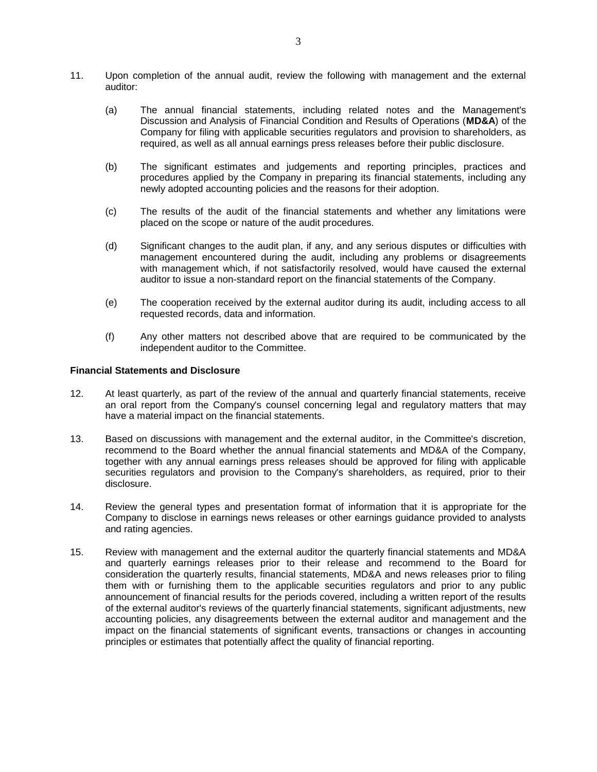11. Upon completion of the annual audit, review the following with management and the external auditor:

    (a) The annual financial statements, including related notes and the Management's Discussion and Analysis of Financial Condition and Results of Operations (**MD&A**) of the Company for filing with applicable securities regulators and provision to shareholders, as required, as well as all annual earnings press releases before their public disclosure.

    (b) The significant estimates and judgements and reporting principles, practices and procedures applied by the Company in preparing its financial statements, including any newly adopted accounting policies and the reasons for their adoption.

    (c) The results of the audit of the financial statements and whether any limitations were placed on the scope or nature of the audit procedures.

    (d) Significant changes to the audit plan, if any, and any serious disputes or difficulties with management encountered during the audit, including any problems or disagreements with management which, if not satisfactorily resolved, would have caused the external auditor to issue a non-standard report on the financial statements of the Company.

    (e) The cooperation received by the external auditor during its audit, including access to all requested records, data and information.

    (f) Any other matters not described above that are required to be communicated by the independent auditor to the Committee.

**Financial Statements and Disclosure**

12. At least quarterly, as part of the review of the annual and quarterly financial statements, receive an oral report from the Company's counsel concerning legal and regulatory matters that may have a material impact on the financial statements.

13. Based on discussions with management and the external auditor, in the Committee's discretion, recommend to the Board whether the annual financial statements and MD&A of the Company, together with any annual earnings press releases should be approved for filing with applicable securities regulators and provision to the Company's shareholders, as required, prior to their disclosure.

14. Review the general types and presentation format of information that it is appropriate for the Company to disclose in earnings news releases or other earnings guidance provided to analysts and rating agencies.

15. Review with management and the external auditor the quarterly financial statements and MD&A and quarterly earnings releases prior to their release and recommend to the Board for consideration the quarterly results, financial statements, MD&A and news releases prior to filing them with or furnishing them to the applicable securities regulators and prior to any public announcement of financial results for the periods covered, including a written report of the results of the external auditor's reviews of the quarterly financial statements, significant adjustments, new accounting policies, any disagreements between the external auditor and management and the impact on the financial statements of significant events, transactions or changes in accounting principles or estimates that potentially affect the quality of financial reporting.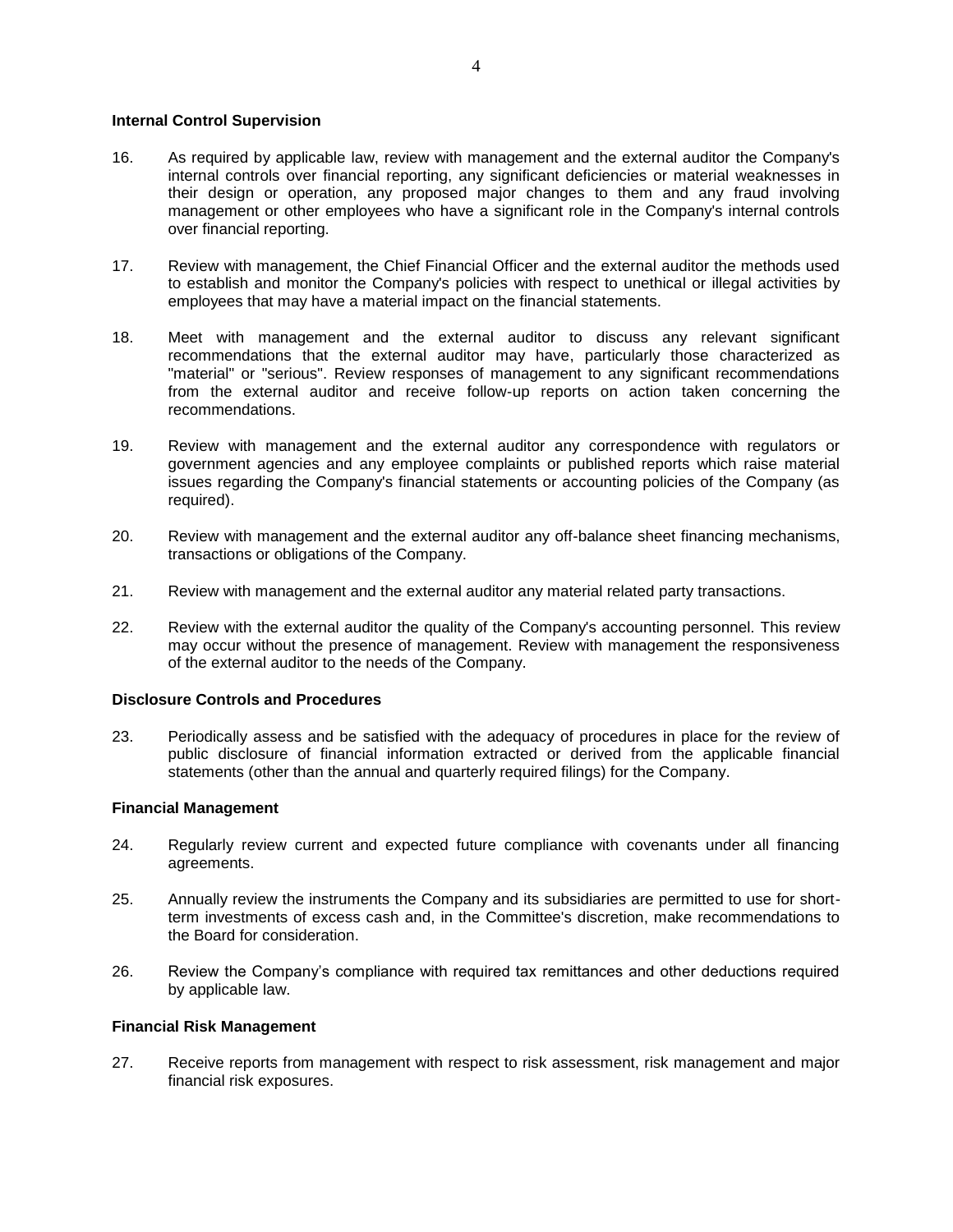**Internal Control Supervision**

16. As required by applicable law, review with management and the external auditor the Company's internal controls over financial reporting, any significant deficiencies or material weaknesses in their design or operation, any proposed major changes to them and any fraud involving management or other employees who have a significant role in the Company's internal controls over financial reporting.

17. Review with management, the Chief Financial Officer and the external auditor the methods used to establish and monitor the Company's policies with respect to unethical or illegal activities by employees that may have a material impact on the financial statements.

18. Meet with management and the external auditor to discuss any relevant significant recommendations that the external auditor may have, particularly those characterized as "material" or "serious". Review responses of management to any significant recommendations from the external auditor and receive follow-up reports on action taken concerning the recommendations.

19. Review with management and the external auditor any correspondence with regulators or government agencies and any employee complaints or published reports which raise material issues regarding the Company's financial statements or accounting policies of the Company (as required).

20. Review with management and the external auditor any off-balance sheet financing mechanisms, transactions or obligations of the Company.

21. Review with management and the external auditor any material related party transactions.

22. Review with the external auditor the quality of the Company's accounting personnel. This review may occur without the presence of management. Review with management the responsiveness of the external auditor to the needs of the Company.

**Disclosure Controls and Procedures**

23. Periodically assess and be satisfied with the adequacy of procedures in place for the review of public disclosure of financial information extracted or derived from the applicable financial statements (other than the annual and quarterly required filings) for the Company.

**Financial Management**

24. Regularly review current and expected future compliance with covenants under all financing agreements.

25. Annually review the instruments the Company and its subsidiaries are permitted to use for short-term investments of excess cash and, in the Committee's discretion, make recommendations to the Board for consideration.

26. Review the Company's compliance with required tax remittances and other deductions required by applicable law.

**Financial Risk Management**

27. Receive reports from management with respect to risk assessment, risk management and major financial risk exposures.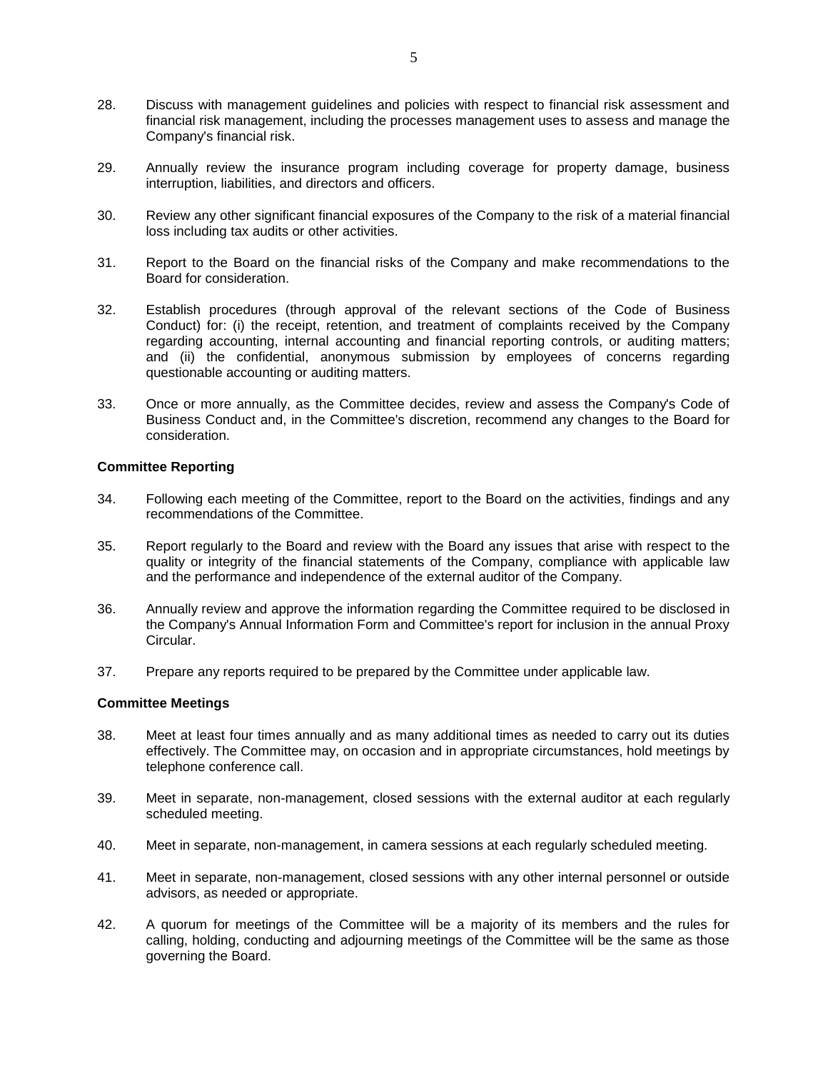28. Discuss with management guidelines and policies with respect to financial risk assessment and financial risk management, including the processes management uses to assess and manage the Company's financial risk.

29. Annually review the insurance program including coverage for property damage, business interruption, liabilities, and directors and officers.

30. Review any other significant financial exposures of the Company to the risk of a material financial loss including tax audits or other activities.

31. Report to the Board on the financial risks of the Company and make recommendations to the Board for consideration.

32. Establish procedures (through approval of the relevant sections of the Code of Business Conduct) for: (i) the receipt, retention, and treatment of complaints received by the Company regarding accounting, internal accounting and financial reporting controls, or auditing matters; and (ii) the confidential, anonymous submission by employees of concerns regarding questionable accounting or auditing matters.

33. Once or more annually, as the Committee decides, review and assess the Company's Code of Business Conduct and, in the Committee's discretion, recommend any changes to the Board for consideration.

**Committee Reporting**

34. Following each meeting of the Committee, report to the Board on the activities, findings and any recommendations of the Committee.

35. Report regularly to the Board and review with the Board any issues that arise with respect to the quality or integrity of the financial statements of the Company, compliance with applicable law and the performance and independence of the external auditor of the Company.

36. Annually review and approve the information regarding the Committee required to be disclosed in the Company's Annual Information Form and Committee's report for inclusion in the annual Proxy Circular.

37. Prepare any reports required to be prepared by the Committee under applicable law.

**Committee Meetings**

38. Meet at least four times annually and as many additional times as needed to carry out its duties effectively. The Committee may, on occasion and in appropriate circumstances, hold meetings by telephone conference call.

39. Meet in separate, non-management, closed sessions with the external auditor at each regularly scheduled meeting.

40. Meet in separate, non-management, in camera sessions at each regularly scheduled meeting.

41. Meet in separate, non-management, closed sessions with any other internal personnel or outside advisors, as needed or appropriate.

42. A quorum for meetings of the Committee will be a majority of its members and the rules for calling, holding, conducting and adjourning meetings of the Committee will be the same as those governing the Board.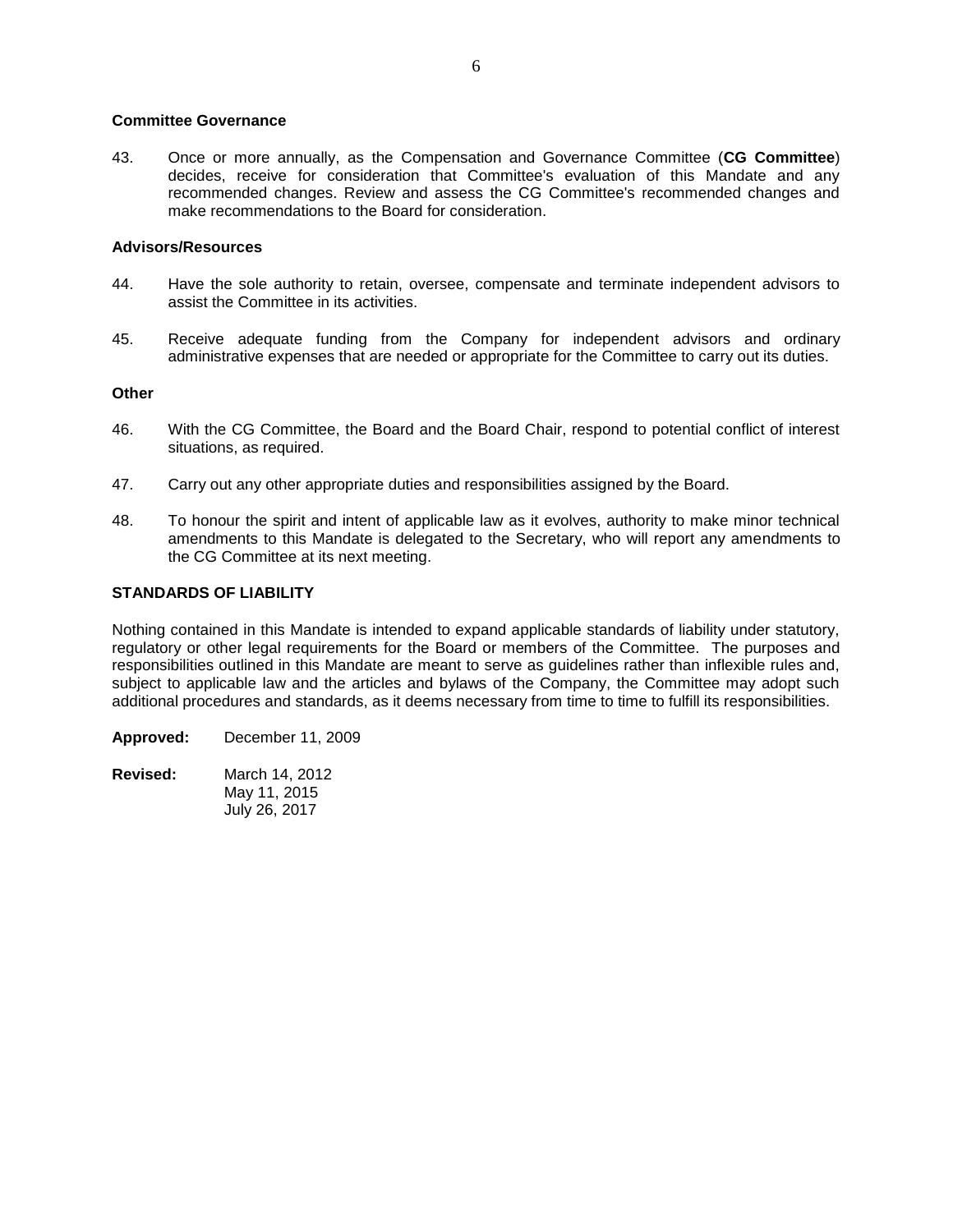### Committee Governance

43. Once or more annually, as the Compensation and Governance Committee (**CG Committee**) decides, receive for consideration that Committee's evaluation of this Mandate and any recommended changes. Review and assess the CG Committee's recommended changes and make recommendations to the Board for consideration.

### Advisors/Resources

44. Have the sole authority to retain, oversee, compensate and terminate independent advisors to assist the Committee in its activities.

45. Receive adequate funding from the Company for independent advisors and ordinary administrative expenses that are needed or appropriate for the Committee to carry out its duties.

### Other

46. With the CG Committee, the Board and the Board Chair, respond to potential conflict of interest situations, as required.

47. Carry out any other appropriate duties and responsibilities assigned by the Board.

48. To honour the spirit and intent of applicable law as it evolves, authority to make minor technical amendments to this Mandate is delegated to the Secretary, who will report any amendments to the CG Committee at its next meeting.

## STANDARDS OF LIABILITY

Nothing contained in this Mandate is intended to expand applicable standards of liability under statutory, regulatory or other legal requirements for the Board or members of the Committee. The purposes and responsibilities outlined in this Mandate are meant to serve as guidelines rather than inflexible rules and, subject to applicable law and the articles and bylaws of the Company, the Committee may adopt such additional procedures and standards, as it deems necessary from time to time to fulfill its responsibilities.

**Approved:** December 11, 2009

**Revised:** March 14, 2012
May 11, 2015
July 26, 2017